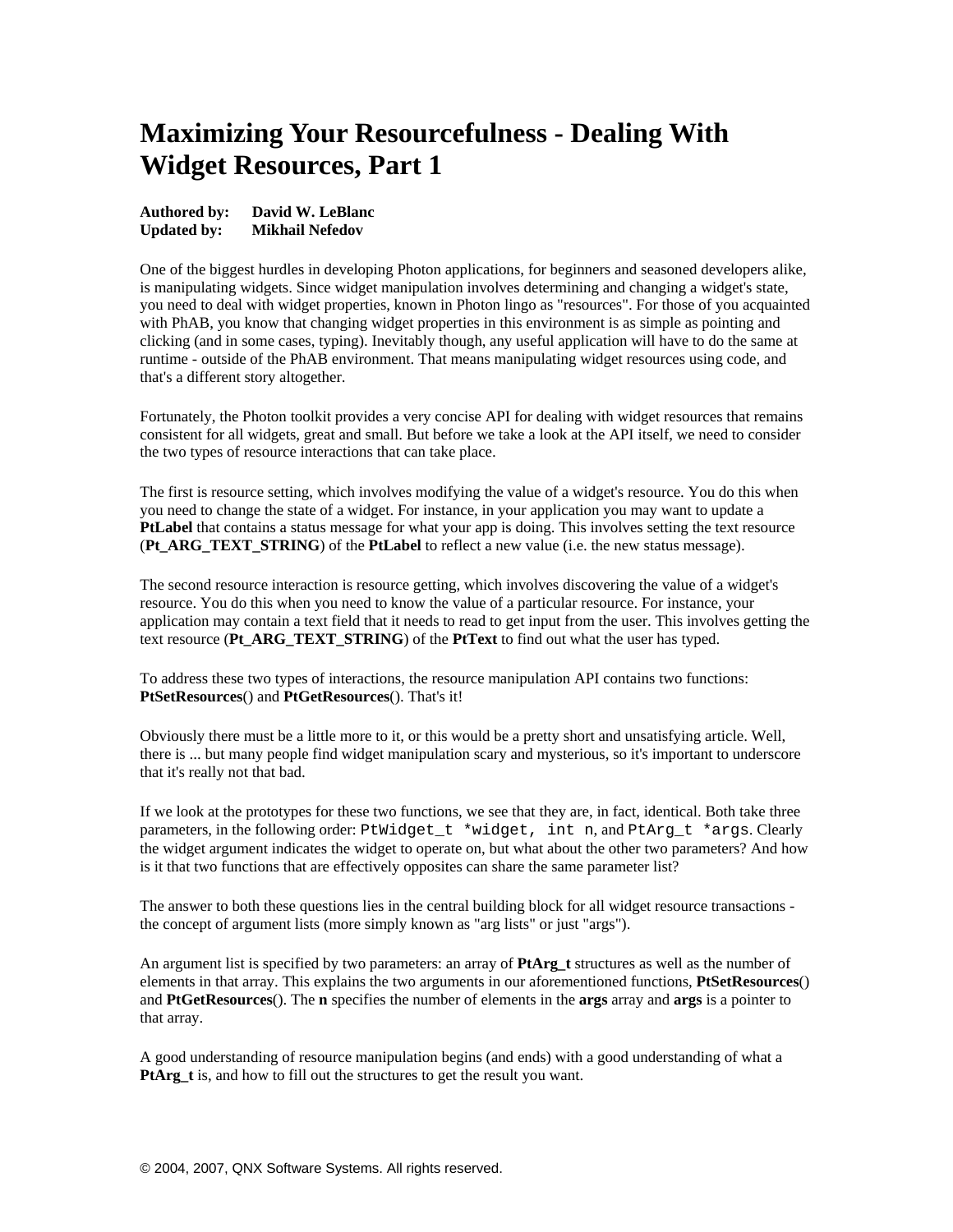# Maximizing Your Resourcefulness - Dealing With Widget Resources, Part 1

**Authored by:** **David W. LeBlanc**
**Updated by:** **Mikhail Nefedov**

One of the biggest hurdles in developing Photon applications, for beginners and seasoned developers alike, is manipulating widgets. Since widget manipulation involves determining and changing a widget's state, you need to deal with widget properties, known in Photon lingo as "resources". For those of you acquainted with PhAB, you know that changing widget properties in this environment is as simple as pointing and clicking (and in some cases, typing). Inevitably though, any useful application will have to do the same at runtime - outside of the PhAB environment. That means manipulating widget resources using code, and that's a different story altogether.

Fortunately, the Photon toolkit provides a very concise API for dealing with widget resources that remains consistent for all widgets, great and small. But before we take a look at the API itself, we need to consider the two types of resource interactions that can take place.

The first is resource setting, which involves modifying the value of a widget's resource. You do this when you need to change the state of a widget. For instance, in your application you may want to update a **PtLabel** that contains a status message for what your app is doing. This involves setting the text resource (**Pt_ARG_TEXT_STRING**) of the **PtLabel** to reflect a new value (i.e. the new status message).

The second resource interaction is resource getting, which involves discovering the value of a widget's resource. You do this when you need to know the value of a particular resource. For instance, your application may contain a text field that it needs to read to get input from the user. This involves getting the text resource (**Pt_ARG_TEXT_STRING**) of the **PtText** to find out what the user has typed.

To address these two types of interactions, the resource manipulation API contains two functions: **PtSetResources**() and **PtGetResources**(). That's it!

Obviously there must be a little more to it, or this would be a pretty short and unsatisfying article. Well, there is ... but many people find widget manipulation scary and mysterious, so it's important to underscore that it's really not that bad.

If we look at the prototypes for these two functions, we see that they are, in fact, identical. Both take three parameters, in the following order: `PtWidget_t *widget, int n`, and `PtArg_t *args`. Clearly the widget argument indicates the widget to operate on, but what about the other two parameters? And how is it that two functions that are effectively opposites can share the same parameter list?

The answer to both these questions lies in the central building block for all widget resource transactions - the concept of argument lists (more simply known as "arg lists" or just "args").

An argument list is specified by two parameters: an array of **PtArg_t** structures as well as the number of elements in that array. This explains the two arguments in our aforementioned functions, **PtSetResources**() and **PtGetResources**(). The **n** specifies the number of elements in the **args** array and **args** is a pointer to that array.

A good understanding of resource manipulation begins (and ends) with a good understanding of what a **PtArg_t** is, and how to fill out the structures to get the result you want.

© 2004, 2007, QNX Software Systems. All rights reserved.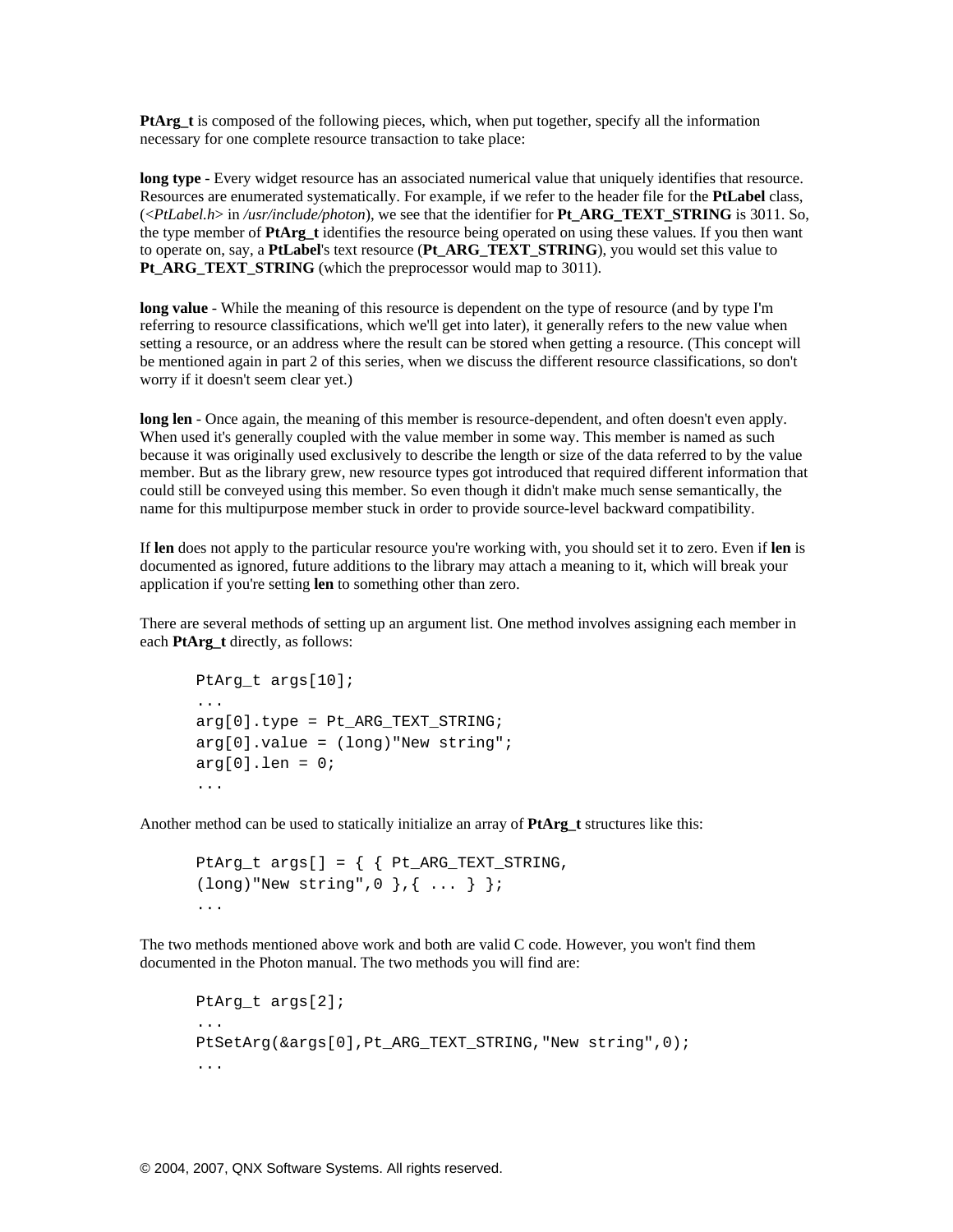**PtArg_t** is composed of the following pieces, which, when put together, specify all the information necessary for one complete resource transaction to take place:

**long type** - Every widget resource has an associated numerical value that uniquely identifies that resource. Resources are enumerated systematically. For example, if we refer to the header file for the **PtLabel** class, (<*PtLabel.h*> in */usr/include/photon*), we see that the identifier for **Pt_ARG_TEXT_STRING** is 3011. So, the type member of **PtArg_t** identifies the resource being operated on using these values. If you then want to operate on, say, a **PtLabel**'s text resource (**Pt_ARG_TEXT_STRING**), you would set this value to **Pt_ARG_TEXT_STRING** (which the preprocessor would map to 3011).

**long value** - While the meaning of this resource is dependent on the type of resource (and by type I'm referring to resource classifications, which we'll get into later), it generally refers to the new value when setting a resource, or an address where the result can be stored when getting a resource. (This concept will be mentioned again in part 2 of this series, when we discuss the different resource classifications, so don't worry if it doesn't seem clear yet.)

**long len** - Once again, the meaning of this member is resource-dependent, and often doesn't even apply. When used it's generally coupled with the value member in some way. This member is named as such because it was originally used exclusively to describe the length or size of the data referred to by the value member. But as the library grew, new resource types got introduced that required different information that could still be conveyed using this member. So even though it didn't make much sense semantically, the name for this multipurpose member stuck in order to provide source-level backward compatibility.

If **len** does not apply to the particular resource you're working with, you should set it to zero. Even if **len** is documented as ignored, future additions to the library may attach a meaning to it, which will break your application if you're setting **len** to something other than zero.

There are several methods of setting up an argument list. One method involves assigning each member in each **PtArg_t** directly, as follows:

```
PtArg_t args[10];
...
arg[0].type = Pt_ARG_TEXT_STRING;
arg[0].value = (long)"New string";
arg[0].len = 0;
...
```

Another method can be used to statically initialize an array of **PtArg_t** structures like this:

```
PtArg_t args[] = { { Pt_ARG_TEXT_STRING,
(long)"New string",0 },{ ... } };
...
```

The two methods mentioned above work and both are valid C code. However, you won't find them documented in the Photon manual. The two methods you will find are:

```
PtArg_t args[2];
...
PtSetArg(&args[0],Pt_ARG_TEXT_STRING,"New string",0);
...
```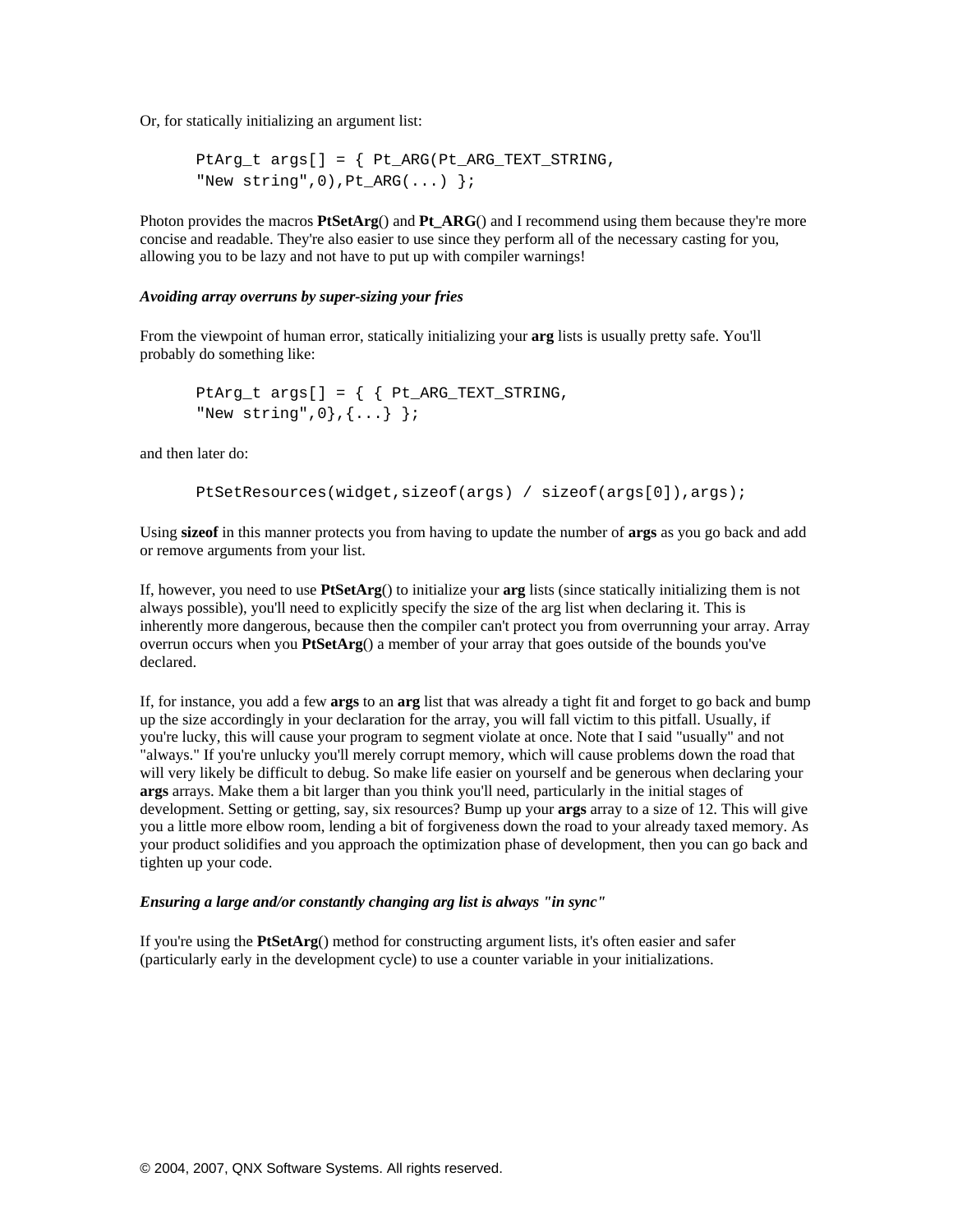Or, for statically initializing an argument list:

```
PtArg_t args[] = { Pt_ARG(Pt_ARG_TEXT_STRING,
"New string",0),Pt_ARG(...) };
```

Photon provides the macros **PtSetArg**() and **Pt_ARG**() and I recommend using them because they're more concise and readable. They're also easier to use since they perform all of the necessary casting for you, allowing you to be lazy and not have to put up with compiler warnings!

***Avoiding array overruns by super-sizing your fries***

From the viewpoint of human error, statically initializing your **arg** lists is usually pretty safe. You'll probably do something like:

```
PtArg_t args[] = { { Pt_ARG_TEXT_STRING,
"New string",0},{...} };
```

and then later do:

```
PtSetResources(widget,sizeof(args) / sizeof(args[0]),args);
```

Using **sizeof** in this manner protects you from having to update the number of **args** as you go back and add or remove arguments from your list.

If, however, you need to use **PtSetArg**() to initialize your **arg** lists (since statically initializing them is not always possible), you'll need to explicitly specify the size of the arg list when declaring it. This is inherently more dangerous, because then the compiler can't protect you from overrunning your array. Array overrun occurs when you **PtSetArg**() a member of your array that goes outside of the bounds you've declared.

If, for instance, you add a few **args** to an **arg** list that was already a tight fit and forget to go back and bump up the size accordingly in your declaration for the array, you will fall victim to this pitfall. Usually, if you're lucky, this will cause your program to segment violate at once. Note that I said "usually" and not "always." If you're unlucky you'll merely corrupt memory, which will cause problems down the road that will very likely be difficult to debug. So make life easier on yourself and be generous when declaring your **args** arrays. Make them a bit larger than you think you'll need, particularly in the initial stages of development. Setting or getting, say, six resources? Bump up your **args** array to a size of 12. This will give you a little more elbow room, lending a bit of forgiveness down the road to your already taxed memory. As your product solidifies and you approach the optimization phase of development, then you can go back and tighten up your code.

***Ensuring a large and/or constantly changing arg list is always "in sync"***

If you're using the **PtSetArg**() method for constructing argument lists, it's often easier and safer (particularly early in the development cycle) to use a counter variable in your initializations.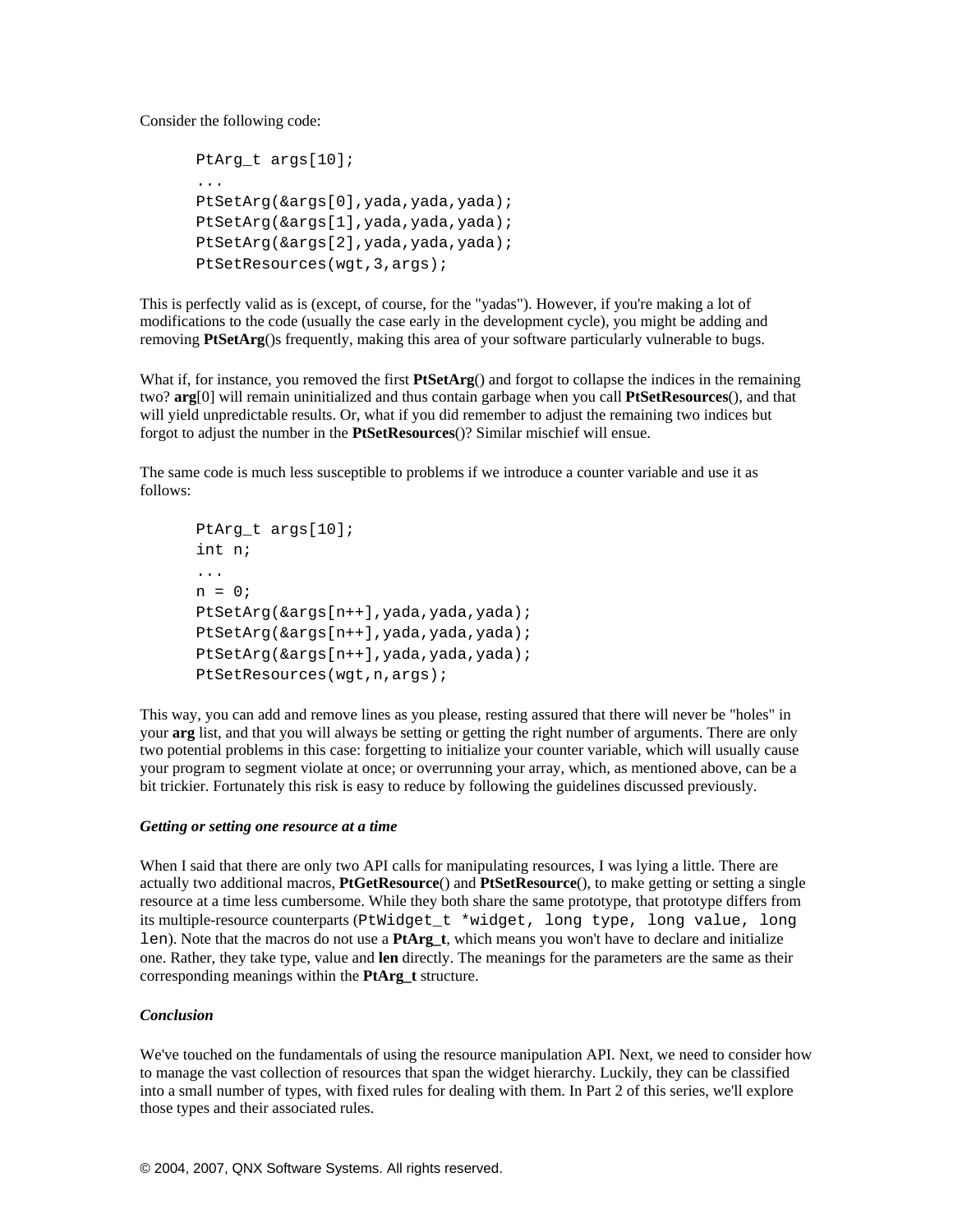Consider the following code:

```
PtArg_t args[10];
...
PtSetArg(&args[0],yada,yada,yada);
PtSetArg(&args[1],yada,yada,yada);
PtSetArg(&args[2],yada,yada,yada);
PtSetResources(wgt,3,args);
```

This is perfectly valid as is (except, of course, for the "yadas"). However, if you're making a lot of modifications to the code (usually the case early in the development cycle), you might be adding and removing **PtSetArg**()s frequently, making this area of your software particularly vulnerable to bugs.

What if, for instance, you removed the first **PtSetArg**() and forgot to collapse the indices in the remaining two? **arg**[0] will remain uninitialized and thus contain garbage when you call **PtSetResources**(), and that will yield unpredictable results. Or, what if you did remember to adjust the remaining two indices but forgot to adjust the number in the **PtSetResources**()? Similar mischief will ensue.

The same code is much less susceptible to problems if we introduce a counter variable and use it as follows:

```
PtArg_t args[10];
int n;
...
n = 0;
PtSetArg(&args[n++],yada,yada,yada);
PtSetArg(&args[n++],yada,yada,yada);
PtSetArg(&args[n++],yada,yada,yada);
PtSetResources(wgt,n,args);
```

This way, you can add and remove lines as you please, resting assured that there will never be "holes" in your **arg** list, and that you will always be setting or getting the right number of arguments. There are only two potential problems in this case: forgetting to initialize your counter variable, which will usually cause your program to segment violate at once; or overrunning your array, which, as mentioned above, can be a bit trickier. Fortunately this risk is easy to reduce by following the guidelines discussed previously.

***Getting or setting one resource at a time***

When I said that there are only two API calls for manipulating resources, I was lying a little. There are actually two additional macros, **PtGetResource**() and **PtSetResource**(), to make getting or setting a single resource at a time less cumbersome. While they both share the same prototype, that prototype differs from its multiple-resource counterparts (`PtWidget_t *widget, long type, long value, long len`). Note that the macros do not use a **PtArg_t**, which means you won't have to declare and initialize one. Rather, they take type, value and **len** directly. The meanings for the parameters are the same as their corresponding meanings within the **PtArg_t** structure.

***Conclusion***

We've touched on the fundamentals of using the resource manipulation API. Next, we need to consider how to manage the vast collection of resources that span the widget hierarchy. Luckily, they can be classified into a small number of types, with fixed rules for dealing with them. In Part 2 of this series, we'll explore those types and their associated rules.

© 2004, 2007, QNX Software Systems. All rights reserved.